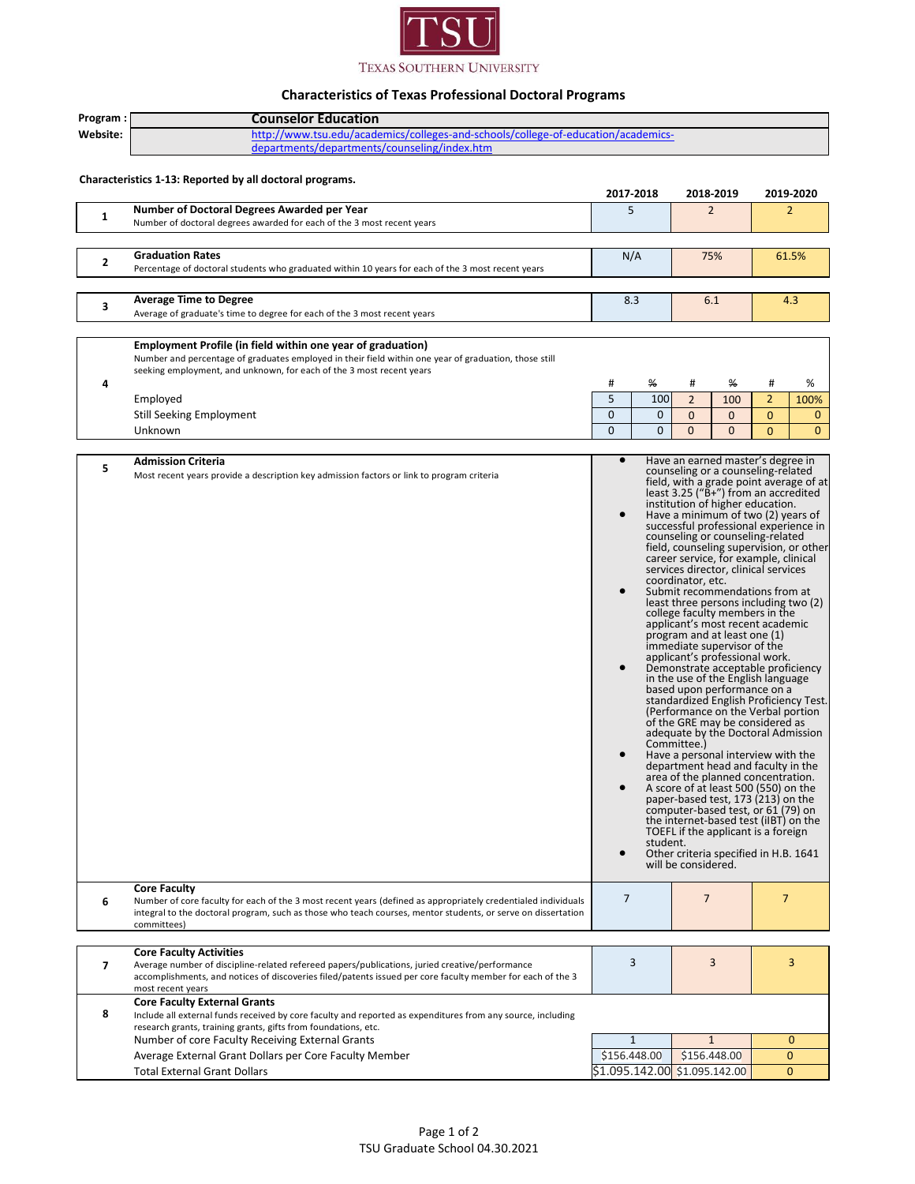TSU

TEXAS SOUTHERN UNIVERSITY

## Characteristics of Texas Professional Doctoral Programs

| | |
|---|---|
| **Program :** | **Counselor Education** |
| **Website:** | http://www.tsu.edu/academics/colleges-and-schools/college-of-education/academics-departments/departments/counseling/index.htm |

**Characteristics 1-13: Reported by all doctoral programs.**

| # | Characteristic | 2017-2018 | 2018-2019 | 2019-2020 |
|---|---|---|---|---|
| 1 | **Number of Doctoral Degrees Awarded per Year**<br>Number of doctoral degrees awarded for each of the 3 most recent years | 5 | 2 | 2 |
| 2 | **Graduation Rates**<br>Percentage of doctoral students who graduated within 10 years for each of the 3 most recent years | N/A | 75% | 61.5% |
| 3 | **Average Time to Degree**<br>Average of graduate's time to degree for each of the 3 most recent years | 8.3 | 6.1 | 4.3 |

| # | **Employment Profile (in field within one year of graduation)**<br>Number and percentage of graduates employed in their field within one year of graduation, those still seeking employment, and unknown, for each of the 3 most recent years | 2017-2018 # | 2017-2018 % | 2018-2019 # | 2018-2019 % | 2019-2020 # | 2019-2020 % |
|---|---|---|---|---|---|---|---|
| 4 | Employed | 5 | 100 | 2 | 100 | 2 | 100% |
| | Still Seeking Employment | 0 | 0 | 0 | 0 | 0 | 0 |
| | Unknown | 0 | 0 | 0 | 0 | 0 | 0 |

**5 Admission Criteria**

Most recent years provide a description key admission factors or link to program criteria

- Have an earned master's degree in counseling or a counseling-related field, with a grade point average of at least 3.25 ("B+") from an accredited institution of higher education.
- Have a minimum of two (2) years of successful professional experience in counseling or counseling-related field, counseling supervision, or other career service, for example, clinical services director, clinical services coordinator, etc.
- Submit recommendations from at least three persons including two (2) college faculty members in the applicant's most recent academic program and at least one (1) immediate supervisor of the applicant's professional work.
- Demonstrate acceptable proficiency in the use of the English language based upon performance on a standardized English Proficiency Test. (Performance on the Verbal portion of the GRE may be considered as adequate by the Doctoral Admission Committee.)
- Have a personal interview with the department head and faculty in the area of the planned concentration.
- A score of at least 500 (550) on the paper-based test, 173 (213) on the computer-based test, or 61 (79) on the internet-based test (iBT) on the TOEFL if the applicant is a foreign student.
- Other criteria specified in H.B. 1641 will be considered.

| # | Characteristic | 2017-2018 | 2018-2019 | 2019-2020 |
|---|---|---|---|---|
| 6 | **Core Faculty**<br>Number of core faculty for each of the 3 most recent years (defined as appropriately credentialed individuals integral to the doctoral program, such as those who teach courses, mentor students, or serve on dissertation committees) | 7 | 7 | 7 |
| 7 | **Core Faculty Activities**<br>Average number of discipline-related refereed papers/publications, juried creative/performance accomplishments, and notices of discoveries filed/patents issued per core faculty member for each of the 3 most recent years | 3 | 3 | 3 |
| 8 | **Core Faculty External Grants**<br>Include all external funds received by core faculty and reported as expenditures from any source, including research grants, training grants, gifts from foundations, etc. | | | |
| | Number of core Faculty Receiving External Grants | 1 | 1 | 0 |
| | Average External Grant Dollars per Core Faculty Member | $156.448.00 | $156.448.00 | 0 |
| | Total External Grant Dollars | $1.095.142.00 | $1.095.142.00 | 0 |

TSU Graduate School 04.30.2021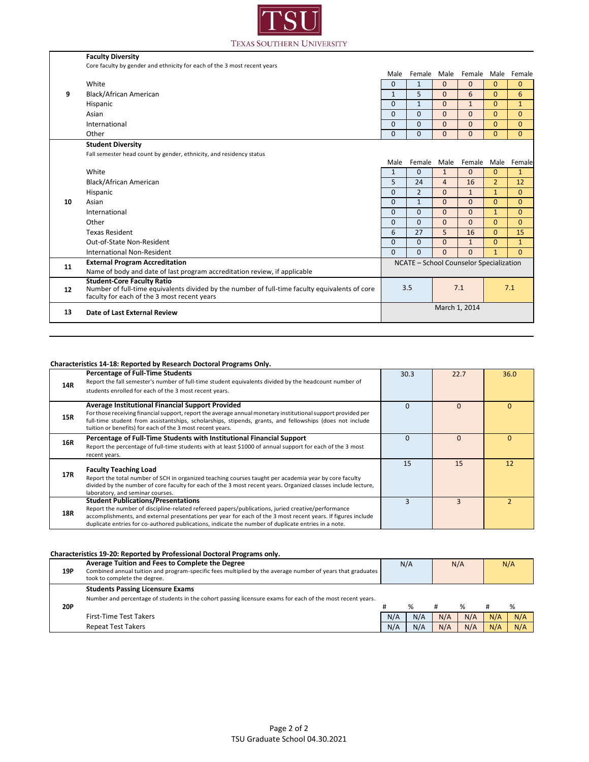TSU

TEXAS SOUTHERN UNIVERSITY

| # | Characteristic | Male | Female | Male | Female | Male | Female |
|---|---|---|---|---|---|---|---|
| 9 | **Faculty Diversity**<br>Core faculty by gender and ethnicity for each of the 3 most recent years | | | | | | |
| | White | 0 | 1 | 0 | 0 | 0 | 0 |
| | Black/African American | 1 | 5 | 0 | 6 | 0 | 6 |
| | Hispanic | 0 | 1 | 0 | 1 | 0 | 1 |
| | Asian | 0 | 0 | 0 | 0 | 0 | 0 |
| | International | 0 | 0 | 0 | 0 | 0 | 0 |
| | Other | 0 | 0 | 0 | 0 | 0 | 0 |
| 10 | **Student Diversity**<br>Fall semester head count by gender, ethnicity, and residency status | | | | | | |
| | White | 1 | 0 | 1 | 0 | 0 | 1 |
| | Black/African American | 5 | 24 | 4 | 16 | 2 | 12 |
| | Hispanic | 0 | 2 | 0 | 1 | 1 | 0 |
| | Asian | 0 | 1 | 0 | 0 | 0 | 0 |
| | International | 0 | 0 | 0 | 0 | 1 | 0 |
| | Other | 0 | 0 | 0 | 0 | 0 | 0 |
| | Texas Resident | 6 | 27 | 5 | 16 | 0 | 15 |
| | Out-of-State Non-Resident | 0 | 0 | 0 | 1 | 0 | 1 |
| | International Non-Resident | 0 | 0 | 0 | 0 | 1 | 0 |

| # | Characteristic | | | |
|---|---|---|---|---|
| 11 | **External Program Accreditation**<br>Name of body and date of last program accreditation review, if applicable | NCATE – School Counselor Specialization | | |
| 12 | **Student-Core Faculty Ratio**<br>Number of full-time equivalents divided by the number of full-time faculty equivalents of core faculty for each of the 3 most recent years | 3.5 | 7.1 | 7.1 |
| 13 | **Date of Last External Review** | March 1, 2014 | | |

**Characteristics 14-18: Reported by Research Doctoral Programs Only.**

| # | Characteristic | | | |
|---|---|---|---|---|
| 14R | **Percentage of Full-Time Students**<br>Report the fall semester's number of full-time student equivalents divided by the headcount number of students enrolled for each of the 3 most recent years. | 30.3 | 22.7 | 36.0 |
| 15R | **Average Institutional Financial Support Provided**<br>For those receiving financial support, report the average annual monetary institutional support provided per full-time student from assistantships, scholarships, stipends, grants, and fellowships (does not include tuition or benefits) for each of the 3 most recent years. | 0 | 0 | 0 |
| 16R | **Percentage of Full-Time Students with Institutional Financial Support**<br>Report the percentage of full-time students with at least $1000 of annual support for each of the 3 most recent years. | 0 | 0 | 0 |
| 17R | **Faculty Teaching Load**<br>Report the total number of SCH in organized teaching courses taught per academia year by core faculty divided by the number of core faculty for each of the 3 most recent years. Organized classes include lecture, laboratory, and seminar courses. | 15 | 15 | 12 |
| 18R | **Student Publications/Presentations**<br>Report the number of discipline-related refereed papers/publications, juried creative/performance accomplishments, and external presentations per year for each of the 3 most recent years. If figures include duplicate entries for co-authored publications, indicate the number of duplicate entries in a note. | 3 | 3 | 2 |

**Characteristics 19-20: Reported by Professional Doctoral Programs only.**

| # | Characteristic | | | | | | |
|---|---|---|---|---|---|---|---|
| 19P | **Average Tuition and Fees to Complete the Degree**<br>Combined annual tuition and program-specific fees multiplied by the average number of years that graduates took to complete the degree. | N/A | | N/A | | N/A | |
| 20P | **Students Passing Licensure Exams**<br>Number and percentage of students in the cohort passing licensure exams for each of the most recent years. | # | % | # | % | # | % |
| | First-Time Test Takers | N/A | N/A | N/A | N/A | N/A | N/A |
| | Repeat Test Takers | N/A | N/A | N/A | N/A | N/A | N/A |

TSU Graduate School 04.30.2021